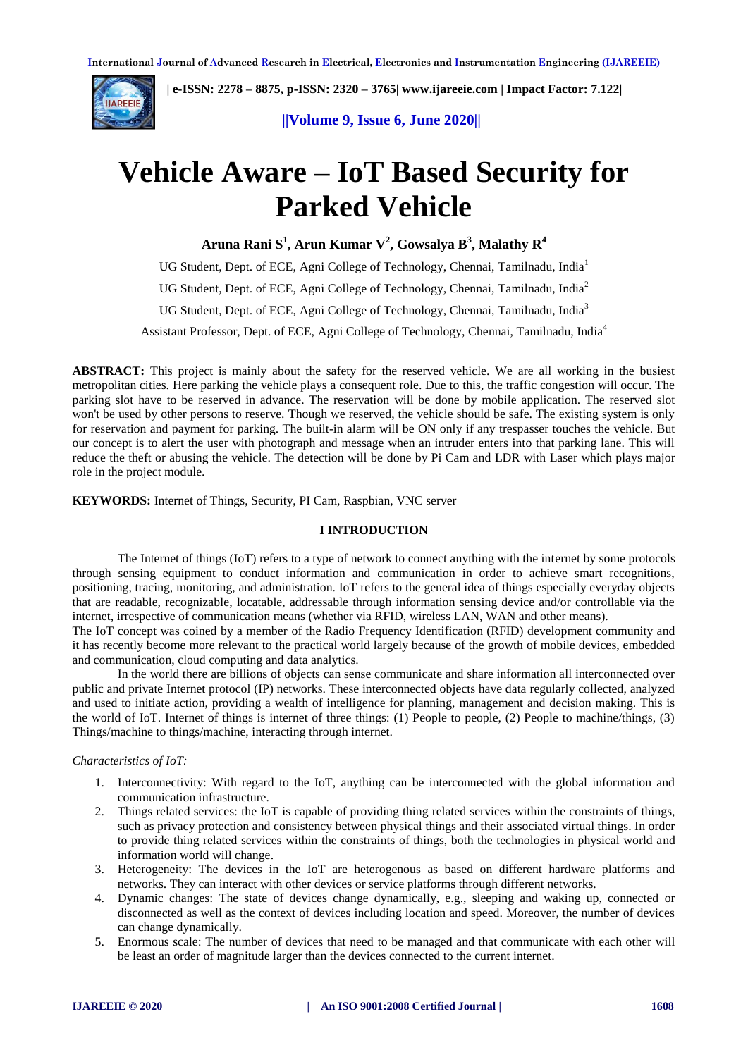# Vehicle Aware – IoT Based Security for Parked Vehicle

**Aruna Rani S[1], Arun Kumar V[2], Gowsalya B[3], Malathy R[4]**

UG Student, Dept. of ECE, Agni College of Technology, Chennai, Tamilnadu, India[1]

UG Student, Dept. of ECE, Agni College of Technology, Chennai, Tamilnadu, India[2]

UG Student, Dept. of ECE, Agni College of Technology, Chennai, Tamilnadu, India[3]

Assistant Professor, Dept. of ECE, Agni College of Technology, Chennai, Tamilnadu, India[4]

**ABSTRACT:** This project is mainly about the safety for the reserved vehicle. We are all working in the busiest metropolitan cities. Here parking the vehicle plays a consequent role. Due to this, the traffic congestion will occur. The parking slot have to be reserved in advance. The reservation will be done by mobile application. The reserved slot won't be used by other persons to reserve. Though we reserved, the vehicle should be safe. The existing system is only for reservation and payment for parking. The built-in alarm will be ON only if any trespasser touches the vehicle. But our concept is to alert the user with photograph and message when an intruder enters into that parking lane. This will reduce the theft or abusing the vehicle. The detection will be done by Pi Cam and LDR with Laser which plays major role in the project module.

**KEYWORDS:** Internet of Things, Security, PI Cam, Raspbian, VNC server

## I INTRODUCTION

The Internet of things (IoT) refers to a type of network to connect anything with the internet by some protocols through sensing equipment to conduct information and communication in order to achieve smart recognitions, positioning, tracing, monitoring, and administration. IoT refers to the general idea of things especially everyday objects that are readable, recognizable, locatable, addressable through information sensing device and/or controllable via the internet, irrespective of communication means (whether via RFID, wireless LAN, WAN and other means).

The IoT concept was coined by a member of the Radio Frequency Identification (RFID) development community and it has recently become more relevant to the practical world largely because of the growth of mobile devices, embedded and communication, cloud computing and data analytics.

In the world there are billions of objects can sense communicate and share information all interconnected over public and private Internet protocol (IP) networks. These interconnected objects have data regularly collected, analyzed and used to initiate action, providing a wealth of intelligence for planning, management and decision making. This is the world of IoT. Internet of things is internet of three things: (1) People to people, (2) People to machine/things, (3) Things/machine to things/machine, interacting through internet.

*Characteristics of IoT:*

1. Interconnectivity: With regard to the IoT, anything can be interconnected with the global information and communication infrastructure.
2. Things related services: the IoT is capable of providing thing related services within the constraints of things, such as privacy protection and consistency between physical things and their associated virtual things. In order to provide thing related services within the constraints of things, both the technologies in physical world and information world will change.
3. Heterogeneity: The devices in the IoT are heterogenous as based on different hardware platforms and networks. They can interact with other devices or service platforms through different networks.
4. Dynamic changes: The state of devices change dynamically, e.g., sleeping and waking up, connected or disconnected as well as the context of devices including location and speed. Moreover, the number of devices can change dynamically.
5. Enormous scale: The number of devices that need to be managed and that communicate with each other will be least an order of magnitude larger than the devices connected to the current internet.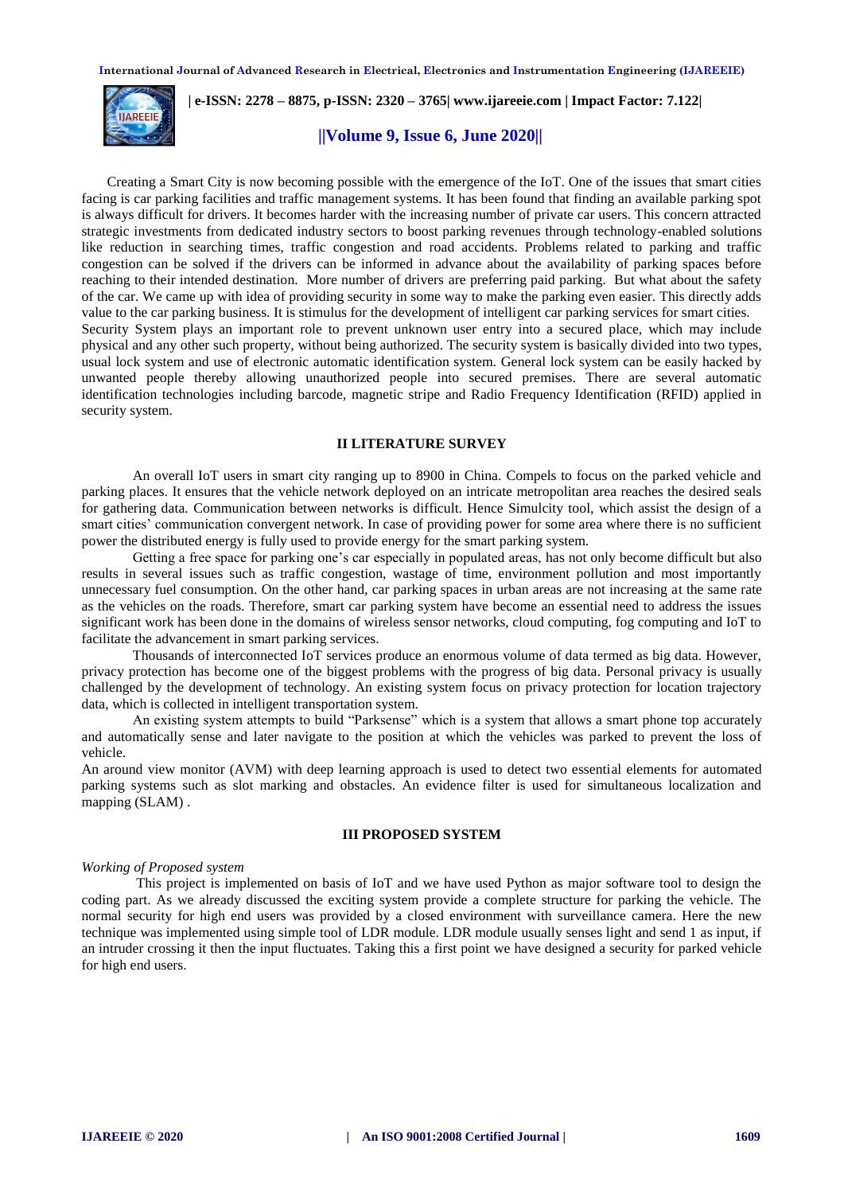Creating a Smart City is now becoming possible with the emergence of the IoT. One of the issues that smart cities facing is car parking facilities and traffic management systems. It has been found that finding an available parking spot is always difficult for drivers. It becomes harder with the increasing number of private car users. This concern attracted strategic investments from dedicated industry sectors to boost parking revenues through technology-enabled solutions like reduction in searching times, traffic congestion and road accidents. Problems related to parking and traffic congestion can be solved if the drivers can be informed in advance about the availability of parking spaces before reaching to their intended destination. More number of drivers are preferring paid parking. But what about the safety of the car. We came up with idea of providing security in some way to make the parking even easier. This directly adds value to the car parking business. It is stimulus for the development of intelligent car parking services for smart cities.

Security System plays an important role to prevent unknown user entry into a secured place, which may include physical and any other such property, without being authorized. The security system is basically divided into two types, usual lock system and use of electronic automatic identification system. General lock system can be easily hacked by unwanted people thereby allowing unauthorized people into secured premises. There are several automatic identification technologies including barcode, magnetic stripe and Radio Frequency Identification (RFID) applied in security system.

## II LITERATURE SURVEY

An overall IoT users in smart city ranging up to 8900 in China. Compels to focus on the parked vehicle and parking places. It ensures that the vehicle network deployed on an intricate metropolitan area reaches the desired seals for gathering data. Communication between networks is difficult. Hence Simulcity tool, which assist the design of a smart cities' communication convergent network. In case of providing power for some area where there is no sufficient power the distributed energy is fully used to provide energy for the smart parking system.

Getting a free space for parking one's car especially in populated areas, has not only become difficult but also results in several issues such as traffic congestion, wastage of time, environment pollution and most importantly unnecessary fuel consumption. On the other hand, car parking spaces in urban areas are not increasing at the same rate as the vehicles on the roads. Therefore, smart car parking system have become an essential need to address the issues significant work has been done in the domains of wireless sensor networks, cloud computing, fog computing and IoT to facilitate the advancement in smart parking services.

Thousands of interconnected IoT services produce an enormous volume of data termed as big data. However, privacy protection has become one of the biggest problems with the progress of big data. Personal privacy is usually challenged by the development of technology. An existing system focus on privacy protection for location trajectory data, which is collected in intelligent transportation system.

An existing system attempts to build "Parksense" which is a system that allows a smart phone top accurately and automatically sense and later navigate to the position at which the vehicles was parked to prevent the loss of vehicle.

An around view monitor (AVM) with deep learning approach is used to detect two essential elements for automated parking systems such as slot marking and obstacles. An evidence filter is used for simultaneous localization and mapping (SLAM) .

## III PROPOSED SYSTEM

*Working of Proposed system*

This project is implemented on basis of IoT and we have used Python as major software tool to design the coding part. As we already discussed the exciting system provide a complete structure for parking the vehicle. The normal security for high end users was provided by a closed environment with surveillance camera. Here the new technique was implemented using simple tool of LDR module. LDR module usually senses light and send 1 as input, if an intruder crossing it then the input fluctuates. Taking this a first point we have designed a security for parked vehicle for high end users.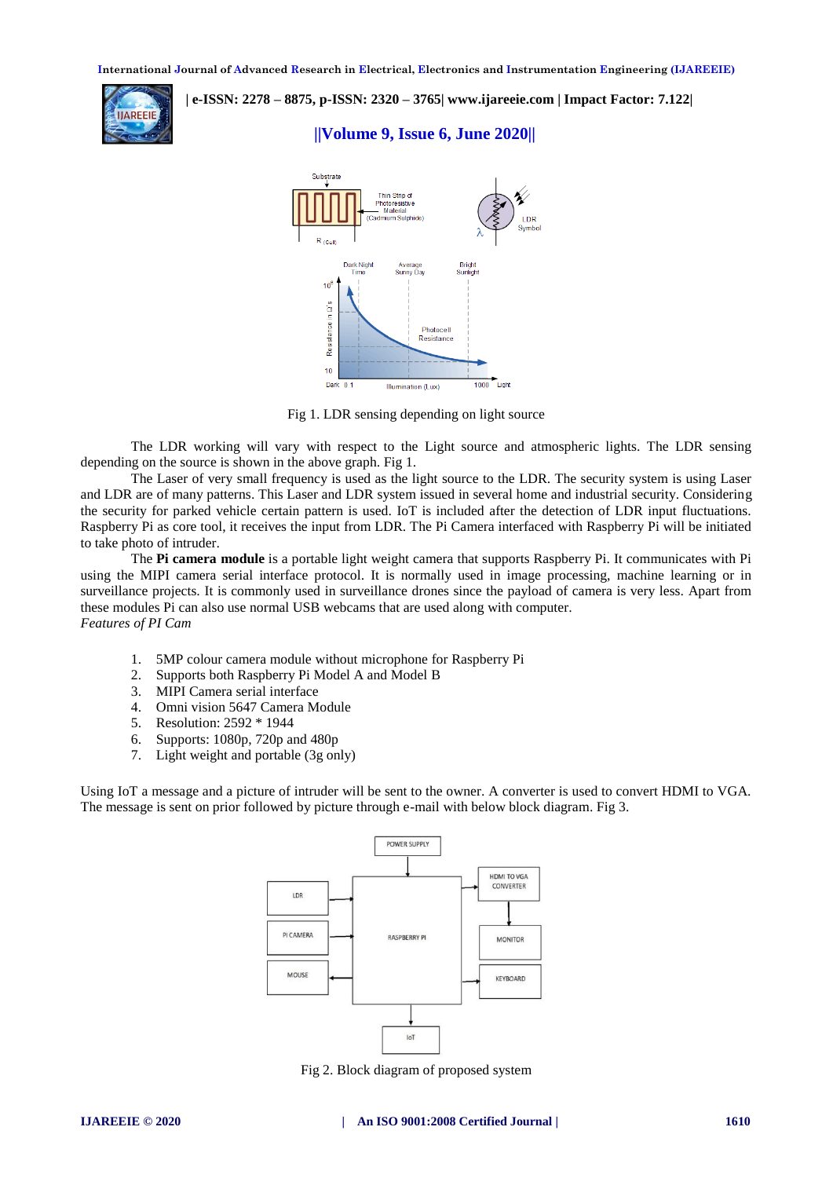Fig 1. LDR sensing depending on light source

The LDR working will vary with respect to the Light source and atmospheric lights. The LDR sensing depending on the source is shown in the above graph. Fig 1.

The Laser of very small frequency is used as the light source to the LDR. The security system is using Laser and LDR are of many patterns. This Laser and LDR system issued in several home and industrial security. Considering the security for parked vehicle certain pattern is used. IoT is included after the detection of LDR input fluctuations. Raspberry Pi as core tool, it receives the input from LDR. The Pi Camera interfaced with Raspberry Pi will be initiated to take photo of intruder.

The **Pi camera module** is a portable light weight camera that supports Raspberry Pi. It communicates with Pi using the MIPI camera serial interface protocol. It is normally used in image processing, machine learning or in surveillance projects. It is commonly used in surveillance drones since the payload of camera is very less. Apart from these modules Pi can also use normal USB webcams that are used along with computer.

*Features of PI Cam*

1. 5MP colour camera module without microphone for Raspberry Pi
2. Supports both Raspberry Pi Model A and Model B
3. MIPI Camera serial interface
4. Omni vision 5647 Camera Module
5. Resolution: 2592 * 1944
6. Supports: 1080p, 720p and 480p
7. Light weight and portable (3g only)

Using IoT a message and a picture of intruder will be sent to the owner. A converter is used to convert HDMI to VGA. The message is sent on prior followed by picture through e-mail with below block diagram. Fig 3.

Fig 2. Block diagram of proposed system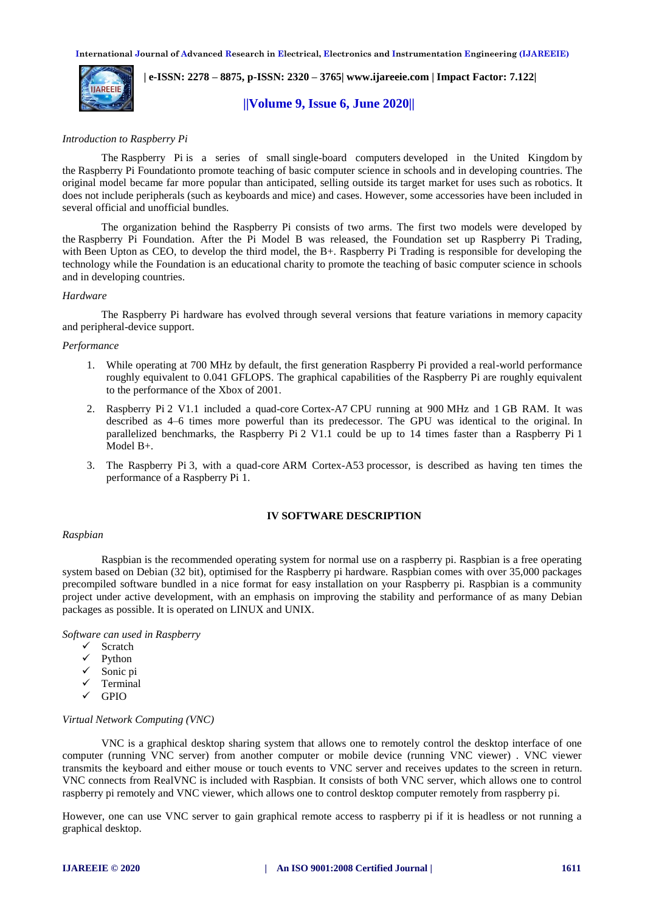*Introduction to Raspberry Pi*

The Raspberry Pi is a series of small single-board computers developed in the United Kingdom by the Raspberry Pi Foundationto promote teaching of basic computer science in schools and in developing countries. The original model became far more popular than anticipated, selling outside its target market for uses such as robotics. It does not include peripherals (such as keyboards and mice) and cases. However, some accessories have been included in several official and unofficial bundles.

The organization behind the Raspberry Pi consists of two arms. The first two models were developed by the Raspberry Pi Foundation. After the Pi Model B was released, the Foundation set up Raspberry Pi Trading, with Been Upton as CEO, to develop the third model, the B+. Raspberry Pi Trading is responsible for developing the technology while the Foundation is an educational charity to promote the teaching of basic computer science in schools and in developing countries.

*Hardware*

The Raspberry Pi hardware has evolved through several versions that feature variations in memory capacity and peripheral-device support.

*Performance*

1. While operating at 700 MHz by default, the first generation Raspberry Pi provided a real-world performance roughly equivalent to 0.041 GFLOPS. The graphical capabilities of the Raspberry Pi are roughly equivalent to the performance of the Xbox of 2001.
2. Raspberry Pi 2 V1.1 included a quad-core Cortex-A7 CPU running at 900 MHz and 1 GB RAM. It was described as 4–6 times more powerful than its predecessor. The GPU was identical to the original. In parallelized benchmarks, the Raspberry Pi 2 V1.1 could be up to 14 times faster than a Raspberry Pi 1 Model B+.
3. The Raspberry Pi 3, with a quad-core ARM Cortex-A53 processor, is described as having ten times the performance of a Raspberry Pi 1.

## IV SOFTWARE DESCRIPTION

*Raspbian*

Raspbian is the recommended operating system for normal use on a raspberry pi. Raspbian is a free operating system based on Debian (32 bit), optimised for the Raspberry pi hardware. Raspbian comes with over 35,000 packages precompiled software bundled in a nice format for easy installation on your Raspberry pi. Raspbian is a community project under active development, with an emphasis on improving the stability and performance of as many Debian packages as possible. It is operated on LINUX and UNIX.

*Software can used in Raspberry*

- ✓ Scratch
- ✓ Python
- ✓ Sonic pi
- ✓ Terminal
- ✓ GPIO

*Virtual Network Computing (VNC)*

VNC is a graphical desktop sharing system that allows one to remotely control the desktop interface of one computer (running VNC server) from another computer or mobile device (running VNC viewer) . VNC viewer transmits the keyboard and either mouse or touch events to VNC server and receives updates to the screen in return. VNC connects from RealVNC is included with Raspbian. It consists of both VNC server, which allows one to control raspberry pi remotely and VNC viewer, which allows one to control desktop computer remotely from raspberry pi.

However, one can use VNC server to gain graphical remote access to raspberry pi if it is headless or not running a graphical desktop.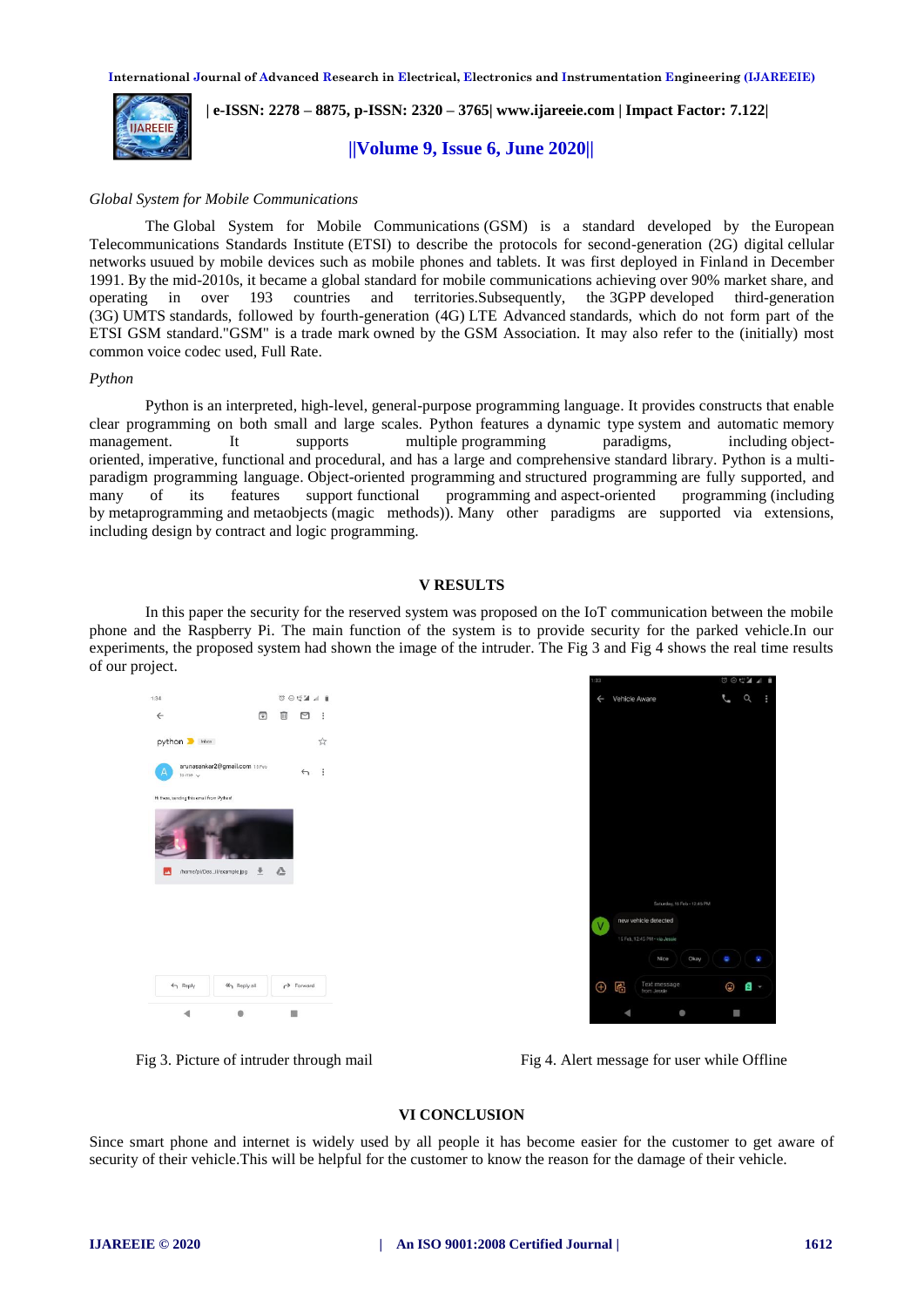*Global System for Mobile Communications*

The Global System for Mobile Communications (GSM) is a standard developed by the European Telecommunications Standards Institute (ETSI) to describe the protocols for second-generation (2G) digital cellular networks usuued by mobile devices such as mobile phones and tablets. It was first deployed in Finland in December 1991. By the mid-2010s, it became a global standard for mobile communications achieving over 90% market share, and operating in over 193 countries and territories.Subsequently, the 3GPP developed third-generation (3G) UMTS standards, followed by fourth-generation (4G) LTE Advanced standards, which do not form part of the ETSI GSM standard."GSM" is a trade mark owned by the GSM Association. It may also refer to the (initially) most common voice codec used, Full Rate.

*Python*

Python is an interpreted, high-level, general-purpose programming language. It provides constructs that enable clear programming on both small and large scales. Python features a dynamic type system and automatic memory management. It supports multiple programming paradigms, including object-oriented, imperative, functional and procedural, and has a large and comprehensive standard library. Python is a multi-paradigm programming language. Object-oriented programming and structured programming are fully supported, and many of its features support functional programming and aspect-oriented programming (including by metaprogramming and metaobjects (magic methods)). Many other paradigms are supported via extensions, including design by contract and logic programming.

## V RESULTS

In this paper the security for the reserved system was proposed on the IoT communication between the mobile phone and the Raspberry Pi. The main function of the system is to provide security for the parked vehicle.In our experiments, the proposed system had shown the image of the intruder. The Fig 3 and Fig 4 shows the real time results of our project.

Fig 3. Picture of intruder through mail

Fig 4. Alert message for user while Offline

## VI CONCLUSION

Since smart phone and internet is widely used by all people it has become easier for the customer to get aware of security of their vehicle.This will be helpful for the customer to know the reason for the damage of their vehicle.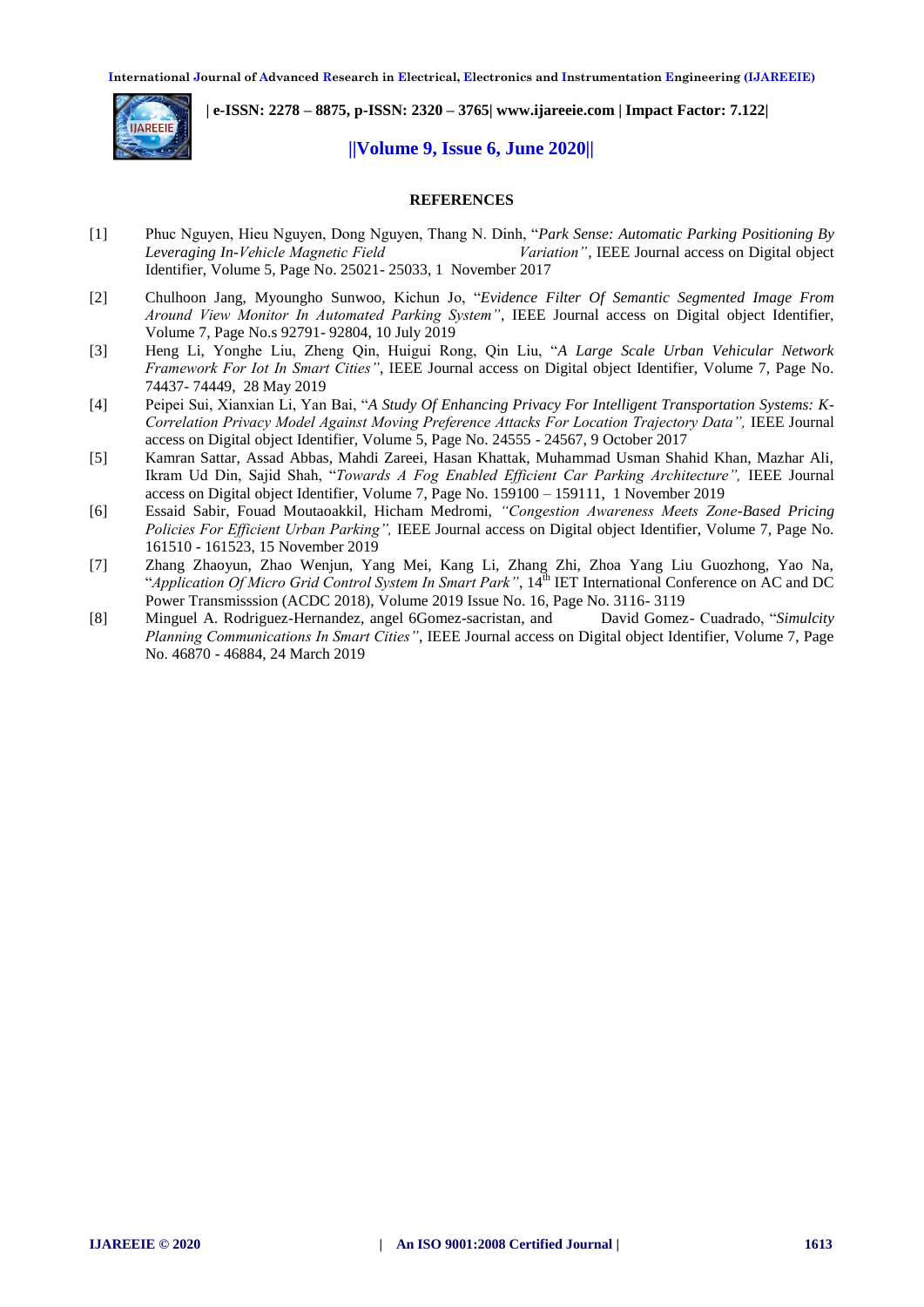## REFERENCES

[1] Phuc Nguyen, Hieu Nguyen, Dong Nguyen, Thang N. Dinh, "*Park Sense: Automatic Parking Positioning By Leveraging In-Vehicle Magnetic Field Variation"*, IEEE Journal access on Digital object Identifier, Volume 5, Page No. 25021- 25033, 1 November 2017

[2] Chulhoon Jang, Myoungho Sunwoo, Kichun Jo, "*Evidence Filter Of Semantic Segmented Image From Around View Monitor In Automated Parking System"*, IEEE Journal access on Digital object Identifier, Volume 7, Page No.s 92791- 92804, 10 July 2019

[3] Heng Li, Yonghe Liu, Zheng Qin, Huigui Rong, Qin Liu, "*A Large Scale Urban Vehicular Network Framework For Iot In Smart Cities"*, IEEE Journal access on Digital object Identifier, Volume 7, Page No. 74437- 74449, 28 May 2019

[4] Peipei Sui, Xianxian Li, Yan Bai, "*A Study Of Enhancing Privacy For Intelligent Transportation Systems: K-Correlation Privacy Model Against Moving Preference Attacks For Location Trajectory Data",* IEEE Journal access on Digital object Identifier, Volume 5, Page No. 24555 - 24567, 9 October 2017

[5] Kamran Sattar, Assad Abbas, Mahdi Zareei, Hasan Khattak, Muhammad Usman Shahid Khan, Mazhar Ali, Ikram Ud Din, Sajid Shah, "*Towards A Fog Enabled Efficient Car Parking Architecture",* IEEE Journal access on Digital object Identifier, Volume 7, Page No. 159100 – 159111, 1 November 2019

[6] Essaid Sabir, Fouad Moutaoakkil, Hicham Medromi, *"Congestion Awareness Meets Zone-Based Pricing Policies For Efficient Urban Parking",* IEEE Journal access on Digital object Identifier, Volume 7, Page No. 161510 - 161523, 15 November 2019

[7] Zhang Zhaoyun, Zhao Wenjun, Yang Mei, Kang Li, Zhang Zhi, Zhoa Yang Liu Guozhong, Yao Na, "*Application Of Micro Grid Control System In Smart Park"*, 14th IET International Conference on AC and DC Power Transmisssion (ACDC 2018), Volume 2019 Issue No. 16, Page No. 3116- 3119

[8] Minguel A. Rodriguez-Hernandez, angel 6Gomez-sacristan, and David Gomez- Cuadrado, "*Simulcity Planning Communications In Smart Cities"*, IEEE Journal access on Digital object Identifier, Volume 7, Page No. 46870 - 46884, 24 March 2019